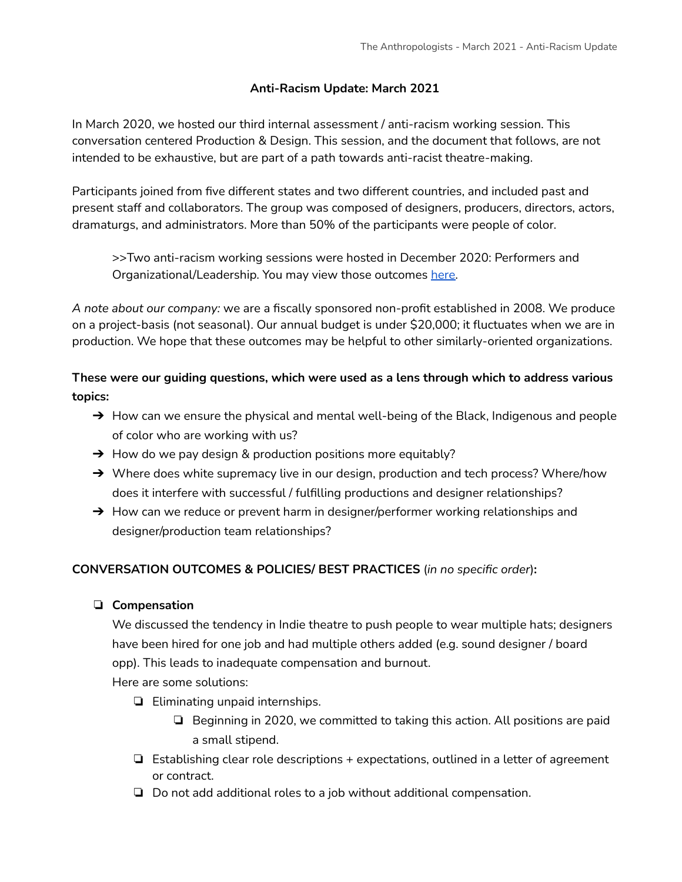## Anti-Racism Update: March 2021

In March 2020, we hosted our third internal assessment / anti-racism working session. This conversation centered Production & Design. This session, and the document that follows, are not intended to be exhaustive, but are part of a path towards anti-racist theatre-making.

Participants joined from five different states and two different countries, and included past and present staff and collaborators. The group was composed of designers, producers, directors, actors, dramaturgs, and administrators. More than 50% of the participants were people of color.

> >>Two anti-racism working sessions were hosted in December 2020: Performers and Organizational/Leadership. You may view those outcomes here.

*A note about our company:* we are a fiscally sponsored non-profit established in 2008. We produce on a project-basis (not seasonal). Our annual budget is under $20,000; it fluctuates when we are in production. We hope that these outcomes may be helpful to other similarly-oriented organizations.

**These were our guiding questions, which were used as a lens through which to address various topics:**

- How can we ensure the physical and mental well-being of the Black, Indigenous and people of color who are working with us?
- How do we pay design & production positions more equitably?
- Where does white supremacy live in our design, production and tech process? Where/how does it interfere with successful / fulfilling productions and designer relationships?
- How can we reduce or prevent harm in designer/performer working relationships and designer/production team relationships?

**CONVERSATION OUTCOMES & POLICIES/ BEST PRACTICES** (*in no specific order*)**:**

- [ ] **Compensation**

  We discussed the tendency in Indie theatre to push people to wear multiple hats; designers have been hired for one job and had multiple others added (e.g. sound designer / board opp). This leads to inadequate compensation and burnout.

  Here are some solutions:

  - [ ] Eliminating unpaid internships.
    - [ ] Beginning in 2020, we committed to taking this action. All positions are paid a small stipend.
  - [ ] Establishing clear role descriptions + expectations, outlined in a letter of agreement or contract.
  - [ ] Do not add additional roles to a job without additional compensation.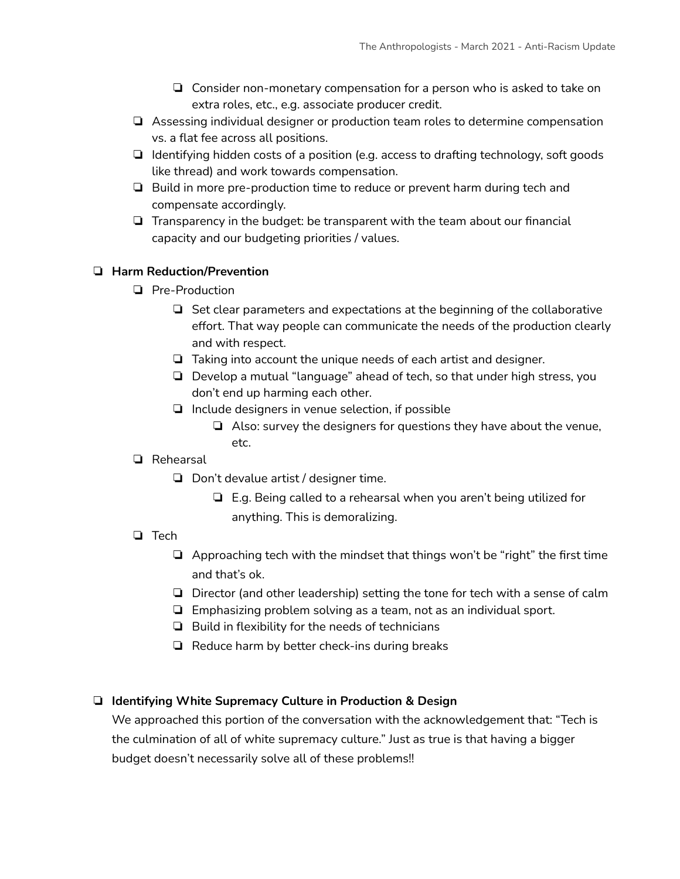- Consider non-monetary compensation for a person who is asked to take on extra roles, etc., e.g. associate producer credit.
    - Assessing individual designer or production team roles to determine compensation vs. a flat fee across all positions.
    - Identifying hidden costs of a position (e.g. access to drafting technology, soft goods like thread) and work towards compensation.
    - Build in more pre-production time to reduce or prevent harm during tech and compensate accordingly.
    - Transparency in the budget: be transparent with the team about our financial capacity and our budgeting priorities / values.

- **Harm Reduction/Prevention**
    - Pre-Production
        - Set clear parameters and expectations at the beginning of the collaborative effort. That way people can communicate the needs of the production clearly and with respect.
        - Taking into account the unique needs of each artist and designer.
        - Develop a mutual "language" ahead of tech, so that under high stress, you don't end up harming each other.
        - Include designers in venue selection, if possible
            - Also: survey the designers for questions they have about the venue, etc.
    - Rehearsal
        - Don't devalue artist / designer time.
            - E.g. Being called to a rehearsal when you aren't being utilized for anything. This is demoralizing.
    - Tech
        - Approaching tech with the mindset that things won't be "right" the first time and that's ok.
        - Director (and other leadership) setting the tone for tech with a sense of calm
        - Emphasizing problem solving as a team, not as an individual sport.
        - Build in flexibility for the needs of technicians
        - Reduce harm by better check-ins during breaks

- **Identifying White Supremacy Culture in Production & Design**

  We approached this portion of the conversation with the acknowledgement that: "Tech is the culmination of all of white supremacy culture." Just as true is that having a bigger budget doesn't necessarily solve all of these problems!!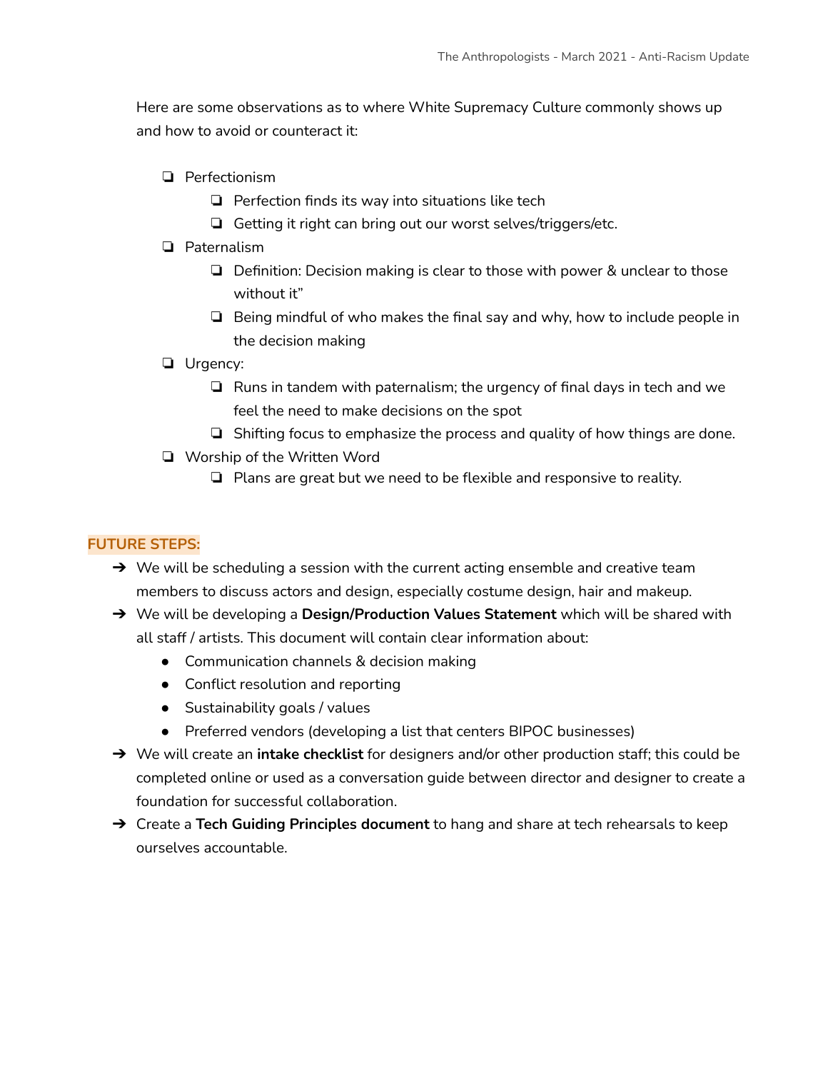Here are some observations as to where White Supremacy Culture commonly shows up and how to avoid or counteract it:

- Perfectionism
    - Perfection finds its way into situations like tech
    - Getting it right can bring out our worst selves/triggers/etc.
- Paternalism
    - Definition: Decision making is clear to those with power & unclear to those without it"
    - Being mindful of who makes the final say and why, how to include people in the decision making
- Urgency:
    - Runs in tandem with paternalism; the urgency of final days in tech and we feel the need to make decisions on the spot
    - Shifting focus to emphasize the process and quality of how things are done.
- Worship of the Written Word
    - Plans are great but we need to be flexible and responsive to reality.

**FUTURE STEPS:**

- We will be scheduling a session with the current acting ensemble and creative team members to discuss actors and design, especially costume design, hair and makeup.
- We will be developing a **Design/Production Values Statement** which will be shared with all staff / artists. This document will contain clear information about:
    - Communication channels & decision making
    - Conflict resolution and reporting
    - Sustainability goals / values
    - Preferred vendors (developing a list that centers BIPOC businesses)
- We will create an **intake checklist** for designers and/or other production staff; this could be completed online or used as a conversation guide between director and designer to create a foundation for successful collaboration.
- Create a **Tech Guiding Principles document** to hang and share at tech rehearsals to keep ourselves accountable.